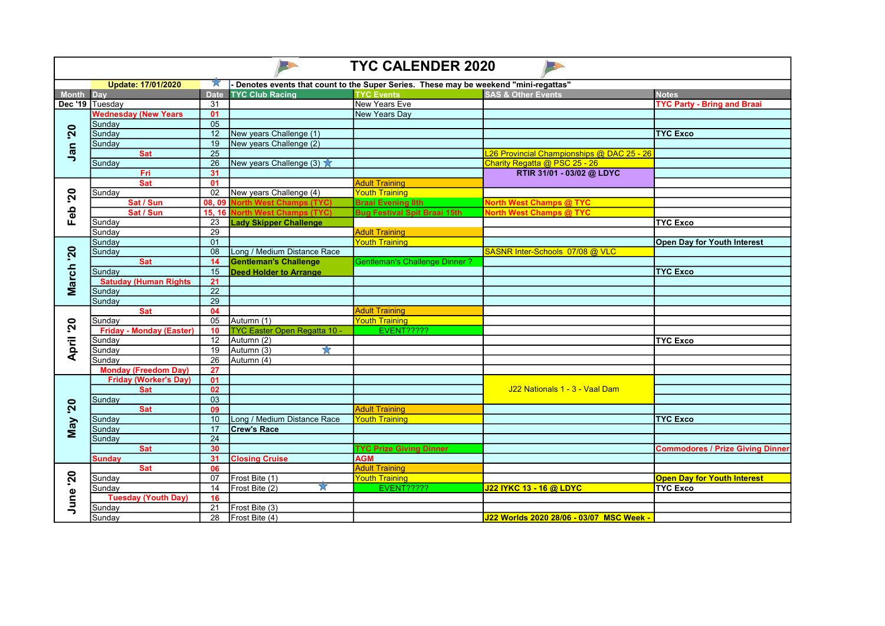# TYC CALENDER 2020

**Update: 17/01/2020** ★ - Denotes events that count to the Super Series. These may be weekend "mini-regattas"

| Month | Day | Date | TYC Club Racing | TYC Events | SAS & Other Events | Notes |
|---|---|---|---|---|---|---|
| Dec '19 | Tuesday | 31 | | New Years Eve | | TYC Party - Bring and Braai |
| Jan '20 | Wednesday (New Years | 01 | | New Years Day | | |
| | Sunday | 05 | | | | |
| | Sunday | 12 | New years Challenge (1) | | | TYC Exco |
| | Sunday | 19 | New years Challenge (2) | | | |
| | Sat | 25 | | | L26 Provincial Championships @ DAC 25 - 26 | |
| | Sunday | 26 | New years Challenge (3) ★ | | Charity Regatta @ PSC 25 - 26 | |
| | Fri | 31 | | | RTIR 31/01 - 03/02 @ LDYC | |
| Feb '20 | Sat | 01 | | Adult Training | | |
| | Sunday | 02 | New years Challenge (4) | Youth Training | | |
| | Sat / Sun | 08, 09 | North West Champs (TYC) | Braai Evening 8th | North West Champs @ TYC | |
| | Sat / Sun | 15, 16 | North West Champs (TYC) | Bug Festival Spit Braai 15th | North West Champs @ TYC | |
| | Sunday | 23 | Lady Skipper Challenge | | | TYC Exco |
| | Sunday | 29 | | Adult Training | | |
| March '20 | Sunday | 01 | | Youth Training | | Open Day for Youth Interest |
| | Sunday | 08 | Long / Medium Distance Race | | SASNR Inter-Schools 07/08 @ VLC | |
| | Sat | 14 | Gentleman's Challenge | Gentleman's Challenge Dinner ? | | |
| | Sunday | 15 | Deed Holder to Arrange | | | TYC Exco |
| | Satuday (Human Rights | 21 | | | | |
| | Sunday | 22 | | | | |
| | Sunday | 29 | | | | |
| April '20 | Sat | 04 | | Adult Training | | |
| | Sunday | 05 | Autumn (1) | Youth Training | | |
| | Friday - Monday (Easter) | 10 | TYC Easter Open Regatta 10 - | EVENT????? | | |
| | Sunday | 12 | Autumn (2) | | | TYC Exco |
| | Sunday | 19 | Autumn (3) ★ | | | |
| | Sunday | 26 | Autumn (4) | | | |
| | Monday (Freedom Day) | 27 | | | | |
| May '20 | Friday (Worker's Day) | 01 | | | J22 Nationals 1 - 3 - Vaal Dam | |
| | Sat | 02 | | | | |
| | Sunday | 03 | | | | |
| | Sat | 09 | | Adult Training | | |
| | Sunday | 10 | Long / Medium Distance Race | Youth Training | | TYC Exco |
| | Sunday | 17 | Crew's Race | | | |
| | Sunday | 24 | | | | |
| | Sat | 30 | | TYC Prize Giving Dinner | | Commodores / Prize Giving Dinner |
| | Sunday | 31 | Closing Cruise | AGM | | |
| June '20 | Sat | 06 | | Adult Training | | |
| | Sunday | 07 | Frost Bite (1) | Youth Training | | Open Day for Youth Interest |
| | Sunday | 14 | Frost Bite (2) ★ | EVENT????? | J22 IYKC 13 - 16 @ LDYC | TYC Exco |
| | Tuesday (Youth Day) | 16 | | | | |
| | Sunday | 21 | Frost Bite (3) | | | |
| | Sunday | 28 | Frost Bite (4) | | J22 Worlds 2020 28/06 - 03/07 MSC Week - | |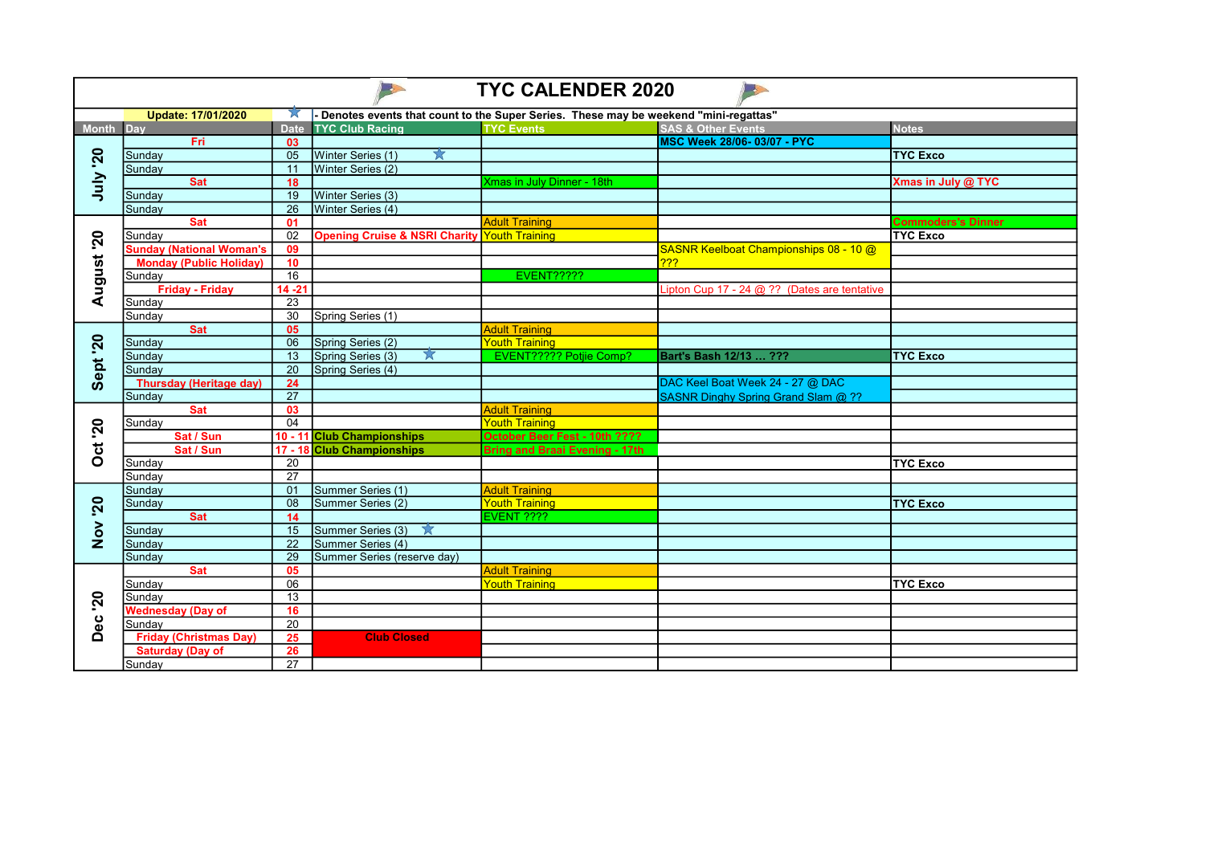# TYC CALENDER 2020

| Update: 17/01/2020 | | ☆ | - Denotes events that count to the Super Series. These may be weekend "mini-regattas" | | | |
|---|---|---|---|---|---|---|
| **Month** | **Day** | **Date** | **TYC Club Racing** | **TYC Events** | **SAS & Other Events** | **Notes** |
| July '20 | **Fri** | **03** | | | **MSC Week 28/06- 03/07 - PYC** | |
| | Sunday | 05 | Winter Series (1) ☆ | | | **TYC Exco** |
| | Sunday | 11 | Winter Series (2) | | | |
| | **Sat** | **18** | | Xmas in July Dinner - 18th | | **Xmas in July @ TYC** |
| | Sunday | 19 | Winter Series (3) | | | |
| | Sunday | 26 | Winter Series (4) | | | |
| August '20 | **Sat** | **01** | | Adult Training | | **Commoders's Dinner** |
| | Sunday | 02 | **Opening Cruise & NSRI Charity** | Youth Training | | **TYC Exco** |
| | **Sunday (National Woman's** | **09** | | | SASNR Keelboat Championships 08 - 10 @ ??? | |
| | **Monday (Public Holiday)** | **10** | | | | |
| | Sunday | 16 | | EVENT????? | | |
| | **Friday - Friday** | **14 -21** | | | Lipton Cup 17 - 24 @ ?? (Dates are tentative | |
| | Sunday | 23 | | | | |
| | Sunday | 30 | Spring Series (1) | | | |
| Sept '20 | **Sat** | **05** | | Adult Training | | |
| | Sunday | 06 | Spring Series (2) | Youth Training | | |
| | Sunday | 13 | Spring Series (3) ☆ | EVENT????? Potjie Comp? | **Bart's Bash 12/13 ... ???** | **TYC Exco** |
| | Sunday | 20 | Spring Series (4) | | | |
| | **Thursday (Heritage day)** | **24** | | | DAC Keel Boat Week 24 - 27 @ DAC | |
| | Sunday | 27 | | | SASNR Dinghy Spring Grand Slam @ ?? | |
| Oct '20 | **Sat** | **03** | | Adult Training | | |
| | Sunday | 04 | | Youth Training | | |
| | **Sat / Sun** | **10 - 11** | **Club Championships** | **October Beer Fest - 10th ????** | | |
| | **Sat / Sun** | **17 - 18** | **Club Championships** | **Bring and Braai Evening - 17th** | | |
| | Sunday | 20 | | | | **TYC Exco** |
| | Sunday | 27 | | | | |
| Nov '20 | Sunday | 01 | Summer Series (1) | Adult Training | | |
| | Sunday | 08 | Summer Series (2) | Youth Training | | **TYC Exco** |
| | **Sat** | **14** | | EVENT ???? | | |
| | Sunday | 15 | Summer Series (3) ☆ | | | |
| | Sunday | 22 | Summer Series (4) | | | |
| | Sunday | 29 | Summer Series (reserve day) | | | |
| Dec '20 | **Sat** | **05** | | Adult Training | | |
| | Sunday | 06 | | Youth Training | | **TYC Exco** |
| | Sunday | 13 | | | | |
| | **Wednesday (Day of** | **16** | | | | |
| | Sunday | 20 | | | | |
| | **Friday (Christmas Day)** | **25** | **Club Closed** | | | |
| | **Saturday (Day of** | **26** | | | | |
| | Sunday | 27 | | | | |